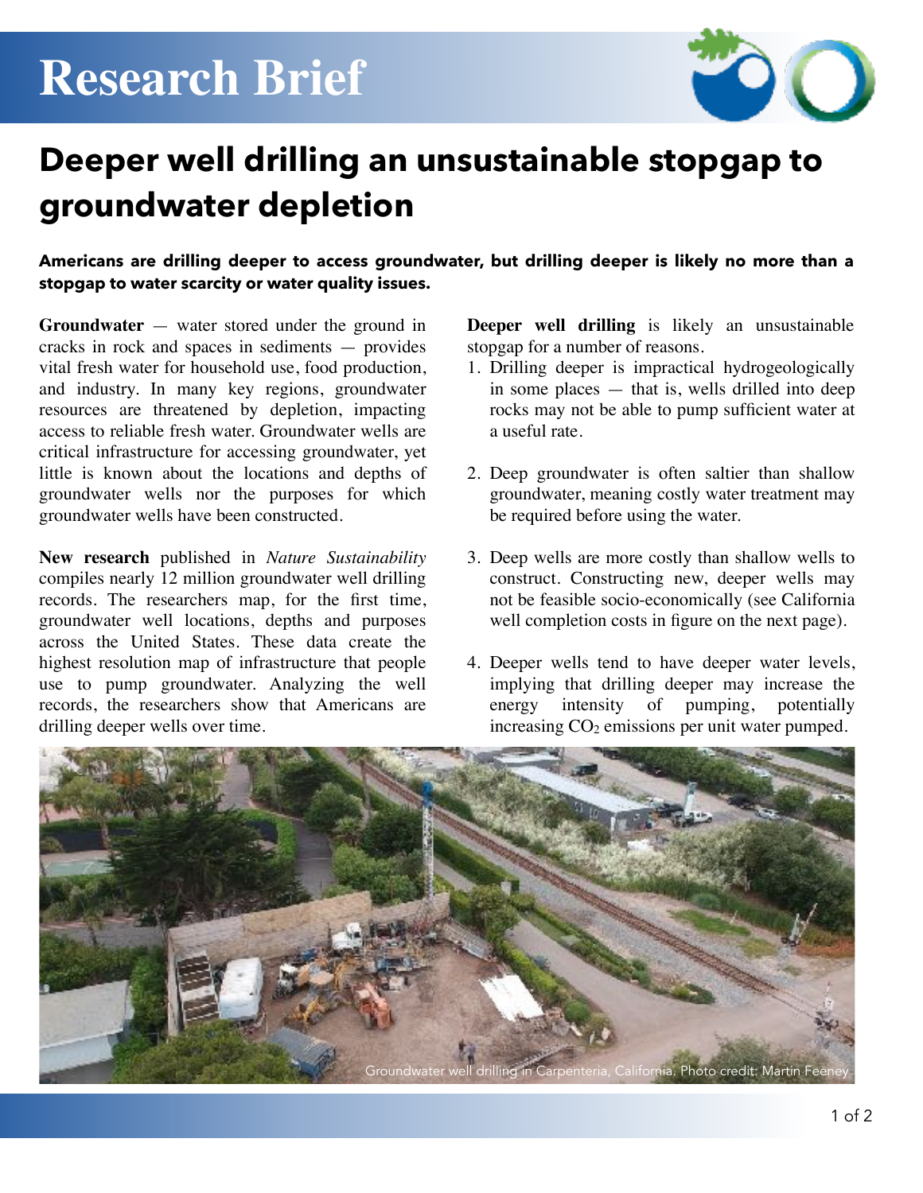# Research Brief

## Deeper well drilling an unsustainable stopgap to groundwater depletion

**Americans are drilling deeper to access groundwater, but drilling deeper is likely no more than a stopgap to water scarcity or water quality issues.**

**Groundwater** — water stored under the ground in cracks in rock and spaces in sediments — provides vital fresh water for household use, food production, and industry. In many key regions, groundwater resources are threatened by depletion, impacting access to reliable fresh water. Groundwater wells are critical infrastructure for accessing groundwater, yet little is known about the locations and depths of groundwater wells nor the purposes for which groundwater wells have been constructed.

**New research** published in *Nature Sustainability* compiles nearly 12 million groundwater well drilling records. The researchers map, for the first time, groundwater well locations, depths and purposes across the United States. These data create the highest resolution map of infrastructure that people use to pump groundwater. Analyzing the well records, the researchers show that Americans are drilling deeper wells over time.

**Deeper well drilling** is likely an unsustainable stopgap for a number of reasons.

1. Drilling deeper is impractical hydrogeologically in some places — that is, wells drilled into deep rocks may not be able to pump sufficient water at a useful rate.

2. Deep groundwater is often saltier than shallow groundwater, meaning costly water treatment may be required before using the water.

3. Deep wells are more costly than shallow wells to construct. Constructing new, deeper wells may not be feasible socio-economically (see California well completion costs in figure on the next page).

4. Deeper wells tend to have deeper water levels, implying that drilling deeper may increase the energy intensity of pumping, potentially increasing $CO_2$ emissions per unit water pumped.

Groundwater well drilling in Carpenteria, California. Photo credit: Martin Feeney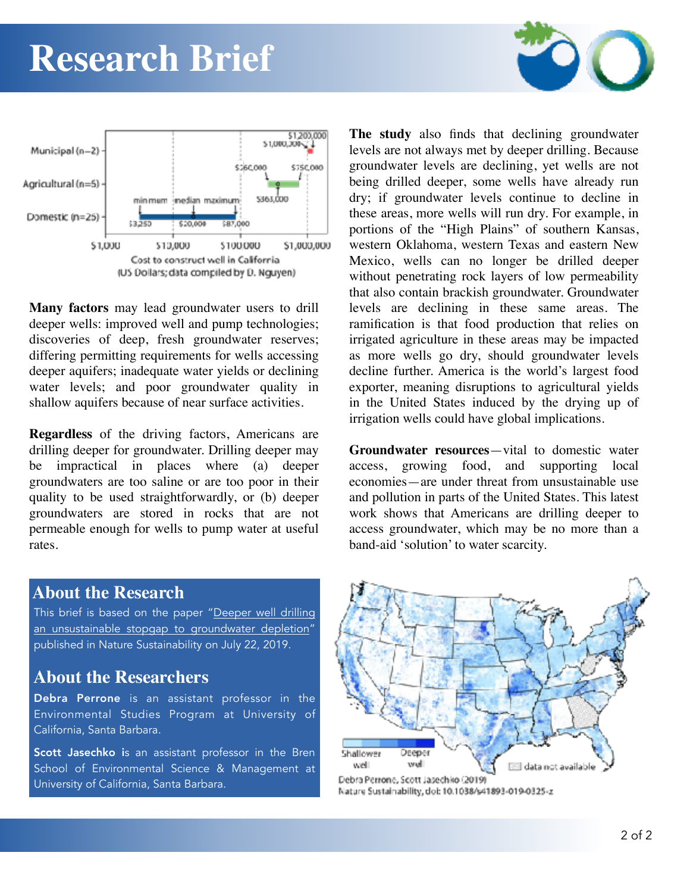# Research Brief

Municipal (n=2)
Agricultural (n=5)
Domestic (n=25)
$1,200,000
$1,000,000
$360,000
$750,000
$363,000
minimum median maximum
$3,250 $20,000 $87,000
$1,000 $10,000 $100,000 $1,000,000
Cost to construct well in California
(US Dollars; data compiled by D. Nguyen)

**Many factors** may lead groundwater users to drill deeper wells: improved well and pump technologies; discoveries of deep, fresh groundwater reserves; differing permitting requirements for wells accessing deeper aquifers; inadequate water yields or declining water levels; and poor groundwater quality in shallow aquifers because of near surface activities.

**Regardless** of the driving factors, Americans are drilling deeper for groundwater. Drilling deeper may be impractical in places where (a) deeper groundwaters are too saline or are too poor in their quality to be used straightforwardly, or (b) deeper groundwaters are stored in rocks that are not permeable enough for wells to pump water at useful rates.

**The study** also finds that declining groundwater levels are not always met by deeper drilling. Because groundwater levels are declining, yet wells are not being drilled deeper, some wells have already run dry; if groundwater levels continue to decline in these areas, more wells will run dry. For example, in portions of the "High Plains" of southern Kansas, western Oklahoma, western Texas and eastern New Mexico, wells can no longer be drilled deeper without penetrating rock layers of low permeability that also contain brackish groundwater. Groundwater levels are declining in these same areas. The ramification is that food production that relies on irrigated agriculture in these areas may be impacted as more wells go dry, should groundwater levels decline further. America is the world's largest food exporter, meaning disruptions to agricultural yields in the United States induced by the drying up of irrigation wells could have global implications.

**Groundwater resources**—vital to domestic water access, growing food, and supporting local economies—are under threat from unsustainable use and pollution in parts of the United States. This latest work shows that Americans are drilling deeper to access groundwater, which may be no more than a band-aid 'solution' to water scarcity.

## About the Research

This brief is based on the paper "Deeper well drilling an unsustainable stopgap to groundwater depletion" published in Nature Sustainability on July 22, 2019.

## About the Researchers

**Debra Perrone** is an assistant professor in the Environmental Studies Program at University of California, Santa Barbara.

**Scott Jasechko** is an assistant professor in the Bren School of Environmental Science & Management at University of California, Santa Barbara.

Shallower well
Deeper well
data not available
Debra Perrone, Scott Jasechko (2019)
Nature Sustainability, doi: 10.1038/s41893-019-0325-z